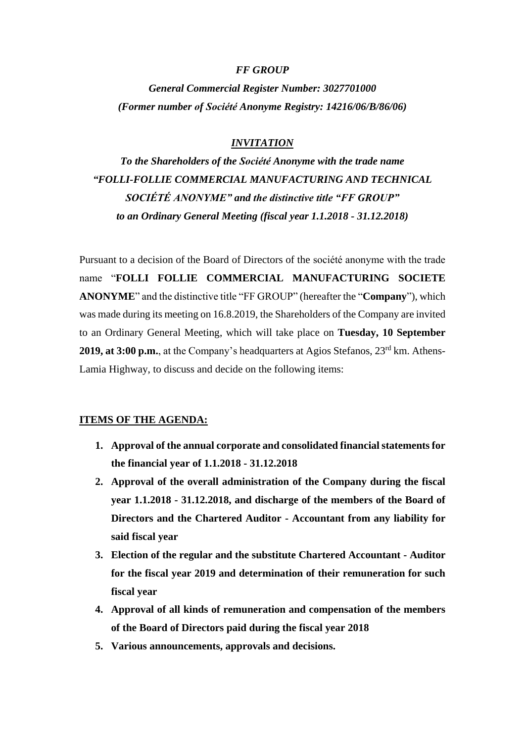***FF GROUP***

***General Commercial Register Number: 3027701000***

***(Former number of Société Anonyme Registry: 14216/06/B/86/06)***

## ***INVITATION***

***To the Shareholders of the Société Anonyme with the trade name "FOLLI-FOLLIE COMMERCIAL MANUFACTURING AND TECHNICAL SOCIÉTÉ ANONYME" and the distinctive title "FF GROUP" to an Ordinary General Meeting (fiscal year 1.1.2018 - 31.12.2018)***

Pursuant to a decision of the Board of Directors of the société anonyme with the trade name "**FOLLI FOLLIE COMMERCIAL MANUFACTURING SOCIETE ANONYME**" and the distinctive title "FF GROUP" (hereafter the "**Company**"), which was made during its meeting on 16.8.2019, the Shareholders of the Company are invited to an Ordinary General Meeting, which will take place on **Tuesday, 10 September 2019, at 3:00 p.m.**, at the Company's headquarters at Agios Stefanos, 23rd km. Athens-Lamia Highway, to discuss and decide on the following items:

### **ITEMS OF THE AGENDA:**

1. **Approval of the annual corporate and consolidated financial statements for the financial year of 1.1.2018 - 31.12.2018**
2. **Approval of the overall administration of the Company during the fiscal year 1.1.2018 - 31.12.2018, and discharge of the members of the Board of Directors and the Chartered Auditor - Accountant from any liability for said fiscal year**
3. **Election of the regular and the substitute Chartered Accountant - Auditor for the fiscal year 2019 and determination of their remuneration for such fiscal year**
4. **Approval of all kinds of remuneration and compensation of the members of the Board of Directors paid during the fiscal year 2018**
5. **Various announcements, approvals and decisions.**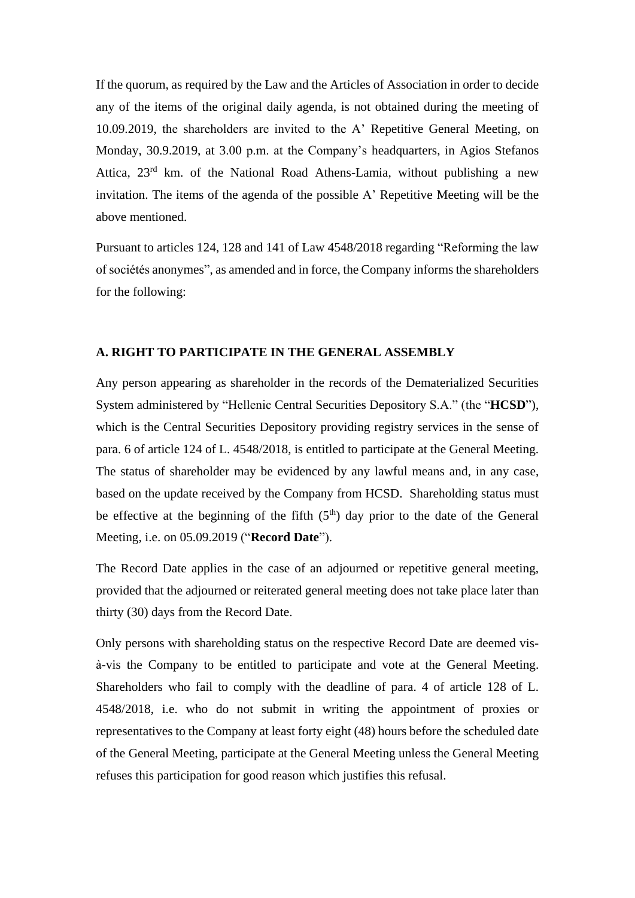If the quorum, as required by the Law and the Articles of Association in order to decide any of the items of the original daily agenda, is not obtained during the meeting of 10.09.2019, the shareholders are invited to the A' Repetitive General Meeting, on Monday, 30.9.2019, at 3.00 p.m. at the Company's headquarters, in Agios Stefanos Attica, 23rd km. of the National Road Athens-Lamia, without publishing a new invitation. The items of the agenda of the possible A' Repetitive Meeting will be the above mentioned.

Pursuant to articles 124, 128 and 141 of Law 4548/2018 regarding "Reforming the law of sociétés anonymes", as amended and in force, the Company informs the shareholders for the following:

**A. RIGHT TO PARTICIPATE IN THE GENERAL ASSEMBLY**

Any person appearing as shareholder in the records of the Dematerialized Securities System administered by "Hellenic Central Securities Depository S.A." (the "**HCSD**"), which is the Central Securities Depository providing registry services in the sense of para. 6 of article 124 of L. 4548/2018, is entitled to participate at the General Meeting. The status of shareholder may be evidenced by any lawful means and, in any case, based on the update received by the Company from HCSD. Shareholding status must be effective at the beginning of the fifth (5th) day prior to the date of the General Meeting, i.e. on 05.09.2019 ("**Record Date**").

The Record Date applies in the case of an adjourned or repetitive general meeting, provided that the adjourned or reiterated general meeting does not take place later than thirty (30) days from the Record Date.

Only persons with shareholding status on the respective Record Date are deemed vis-à-vis the Company to be entitled to participate and vote at the General Meeting. Shareholders who fail to comply with the deadline of para. 4 of article 128 of L. 4548/2018, i.e. who do not submit in writing the appointment of proxies or representatives to the Company at least forty eight (48) hours before the scheduled date of the General Meeting, participate at the General Meeting unless the General Meeting refuses this participation for good reason which justifies this refusal.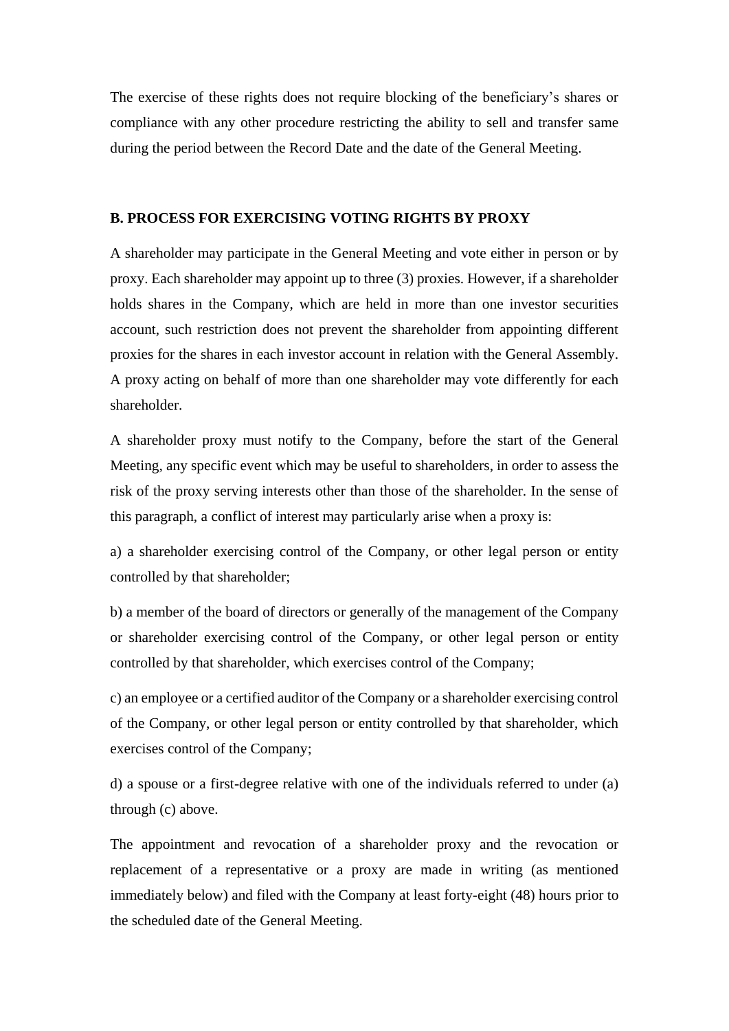The exercise of these rights does not require blocking of the beneficiary's shares or compliance with any other procedure restricting the ability to sell and transfer same during the period between the Record Date and the date of the General Meeting.

**B. PROCESS FOR EXERCISING VOTING RIGHTS BY PROXY**

A shareholder may participate in the General Meeting and vote either in person or by proxy. Each shareholder may appoint up to three (3) proxies. However, if a shareholder holds shares in the Company, which are held in more than one investor securities account, such restriction does not prevent the shareholder from appointing different proxies for the shares in each investor account in relation with the General Assembly. A proxy acting on behalf of more than one shareholder may vote differently for each shareholder.

A shareholder proxy must notify to the Company, before the start of the General Meeting, any specific event which may be useful to shareholders, in order to assess the risk of the proxy serving interests other than those of the shareholder. In the sense of this paragraph, a conflict of interest may particularly arise when a proxy is:

a) a shareholder exercising control of the Company, or other legal person or entity controlled by that shareholder;

b) a member of the board of directors or generally of the management of the Company or shareholder exercising control of the Company, or other legal person or entity controlled by that shareholder, which exercises control of the Company;

c) an employee or a certified auditor of the Company or a shareholder exercising control of the Company, or other legal person or entity controlled by that shareholder, which exercises control of the Company;

d) a spouse or a first-degree relative with one of the individuals referred to under (a) through (c) above.

The appointment and revocation of a shareholder proxy and the revocation or replacement of a representative or a proxy are made in writing (as mentioned immediately below) and filed with the Company at least forty-eight (48) hours prior to the scheduled date of the General Meeting.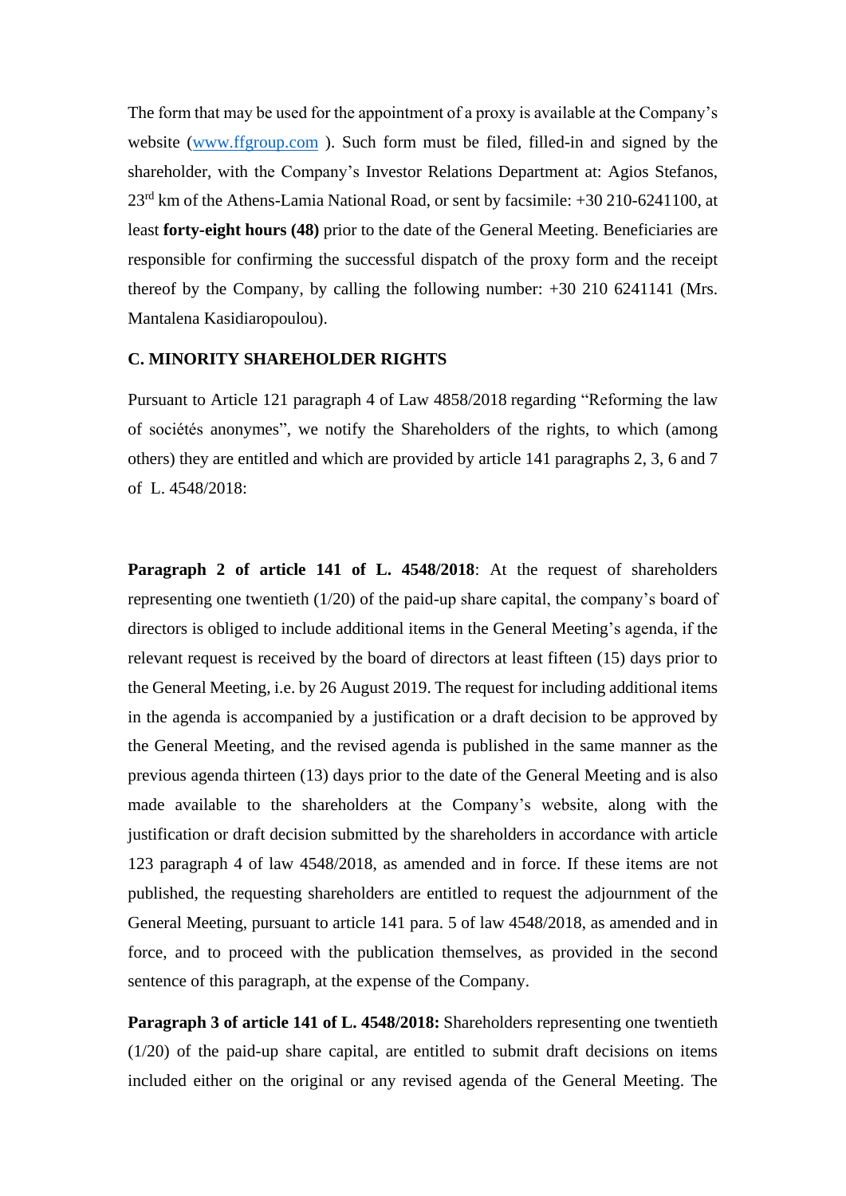The form that may be used for the appointment of a proxy is available at the Company's website ([www.ffgroup.com](http://www.ffgroup.com) ). Such form must be filed, filled-in and signed by the shareholder, with the Company's Investor Relations Department at: Agios Stefanos, 23rd km of the Athens-Lamia National Road, or sent by facsimile: +30 210-6241100, at least **forty-eight hours (48)** prior to the date of the General Meeting. Beneficiaries are responsible for confirming the successful dispatch of the proxy form and the receipt thereof by the Company, by calling the following number: +30 210 6241141 (Mrs. Mantalena Kasidiaropoulou).

**C. MINORITY SHAREHOLDER RIGHTS**

Pursuant to Article 121 paragraph 4 of Law 4858/2018 regarding "Reforming the law of sociétés anonymes", we notify the Shareholders of the rights, to which (among others) they are entitled and which are provided by article 141 paragraphs 2, 3, 6 and 7 of L. 4548/2018:

**Paragraph 2 of article 141 of L. 4548/2018**: At the request of shareholders representing one twentieth (1/20) of the paid-up share capital, the company's board of directors is obliged to include additional items in the General Meeting's agenda, if the relevant request is received by the board of directors at least fifteen (15) days prior to the General Meeting, i.e. by 26 August 2019. The request for including additional items in the agenda is accompanied by a justification or a draft decision to be approved by the General Meeting, and the revised agenda is published in the same manner as the previous agenda thirteen (13) days prior to the date of the General Meeting and is also made available to the shareholders at the Company's website, along with the justification or draft decision submitted by the shareholders in accordance with article 123 paragraph 4 of law 4548/2018, as amended and in force. If these items are not published, the requesting shareholders are entitled to request the adjournment of the General Meeting, pursuant to article 141 para. 5 of law 4548/2018, as amended and in force, and to proceed with the publication themselves, as provided in the second sentence of this paragraph, at the expense of the Company.

**Paragraph 3 of article 141 of L. 4548/2018:** Shareholders representing one twentieth (1/20) of the paid-up share capital, are entitled to submit draft decisions on items included either on the original or any revised agenda of the General Meeting. The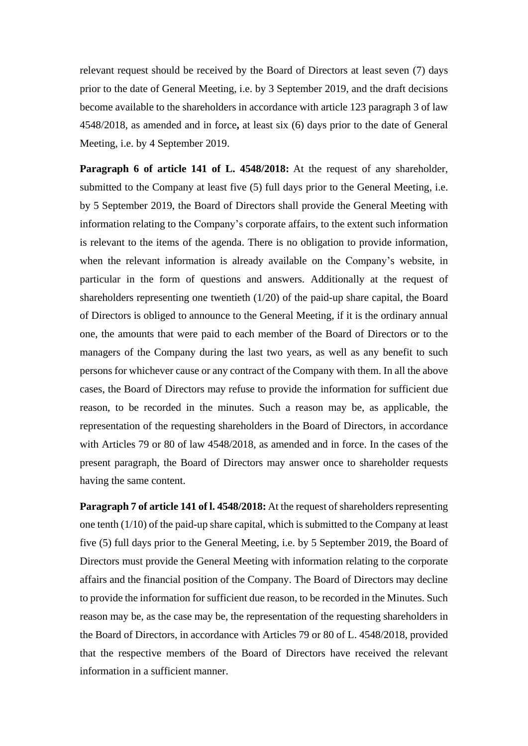relevant request should be received by the Board of Directors at least seven (7) days prior to the date of General Meeting, i.e. by 3 September 2019, and the draft decisions become available to the shareholders in accordance with article 123 paragraph 3 of law 4548/2018, as amended and in force**,** at least six (6) days prior to the date of General Meeting, i.e. by 4 September 2019.

**Paragraph 6 of article 141 of L. 4548/2018:** At the request of any shareholder, submitted to the Company at least five (5) full days prior to the General Meeting, i.e. by 5 September 2019, the Board of Directors shall provide the General Meeting with information relating to the Company's corporate affairs, to the extent such information is relevant to the items of the agenda. There is no obligation to provide information, when the relevant information is already available on the Company's website, in particular in the form of questions and answers. Additionally at the request of shareholders representing one twentieth (1/20) of the paid-up share capital, the Board of Directors is obliged to announce to the General Meeting, if it is the ordinary annual one, the amounts that were paid to each member of the Board of Directors or to the managers of the Company during the last two years, as well as any benefit to such persons for whichever cause or any contract of the Company with them. In all the above cases, the Board of Directors may refuse to provide the information for sufficient due reason, to be recorded in the minutes. Such a reason may be, as applicable, the representation of the requesting shareholders in the Board of Directors, in accordance with Articles 79 or 80 of law 4548/2018, as amended and in force. In the cases of the present paragraph, the Board of Directors may answer once to shareholder requests having the same content.

**Paragraph 7 of article 141 of l. 4548/2018:** At the request of shareholders representing one tenth (1/10) of the paid-up share capital, which is submitted to the Company at least five (5) full days prior to the General Meeting, i.e. by 5 September 2019, the Board of Directors must provide the General Meeting with information relating to the corporate affairs and the financial position of the Company. The Board of Directors may decline to provide the information for sufficient due reason, to be recorded in the Minutes. Such reason may be, as the case may be, the representation of the requesting shareholders in the Board of Directors, in accordance with Articles 79 or 80 of L. 4548/2018, provided that the respective members of the Board of Directors have received the relevant information in a sufficient manner.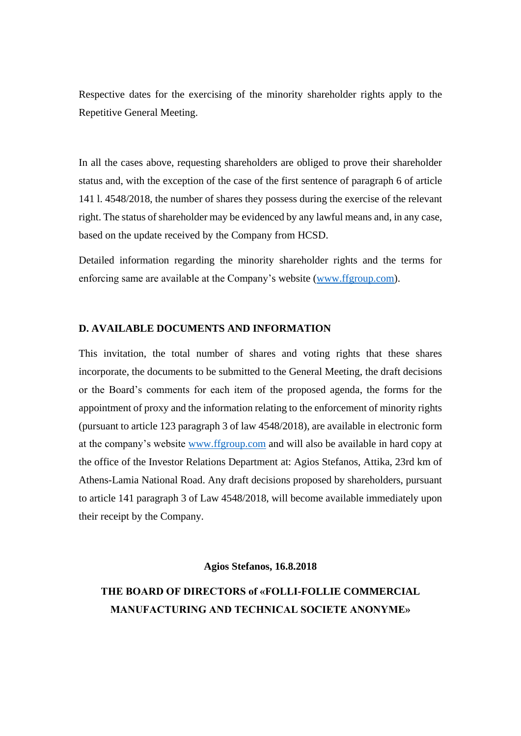Respective dates for the exercising of the minority shareholder rights apply to the Repetitive General Meeting.

In all the cases above, requesting shareholders are obliged to prove their shareholder status and, with the exception of the case of the first sentence of paragraph 6 of article 141 l. 4548/2018, the number of shares they possess during the exercise of the relevant right. The status of shareholder may be evidenced by any lawful means and, in any case, based on the update received by the Company from HCSD.

Detailed information regarding the minority shareholder rights and the terms for enforcing same are available at the Company's website (www.ffgroup.com).

**D. AVAILABLE DOCUMENTS AND INFORMATION**

This invitation, the total number of shares and voting rights that these shares incorporate, the documents to be submitted to the General Meeting, the draft decisions or the Board's comments for each item of the proposed agenda, the forms for the appointment of proxy and the information relating to the enforcement of minority rights (pursuant to article 123 paragraph 3 of law 4548/2018), are available in electronic form at the company's website www.ffgroup.com and will also be available in hard copy at the office of the Investor Relations Department at: Agios Stefanos, Attika, 23rd km of Athens-Lamia National Road. Any draft decisions proposed by shareholders, pursuant to article 141 paragraph 3 of Law 4548/2018, will become available immediately upon their receipt by the Company.

**Agios Stefanos, 16.8.2018**

**THE BOARD OF DIRECTORS of «FOLLI-FOLLIE COMMERCIAL MANUFACTURING AND TECHNICAL SOCIETE ANONYME»**